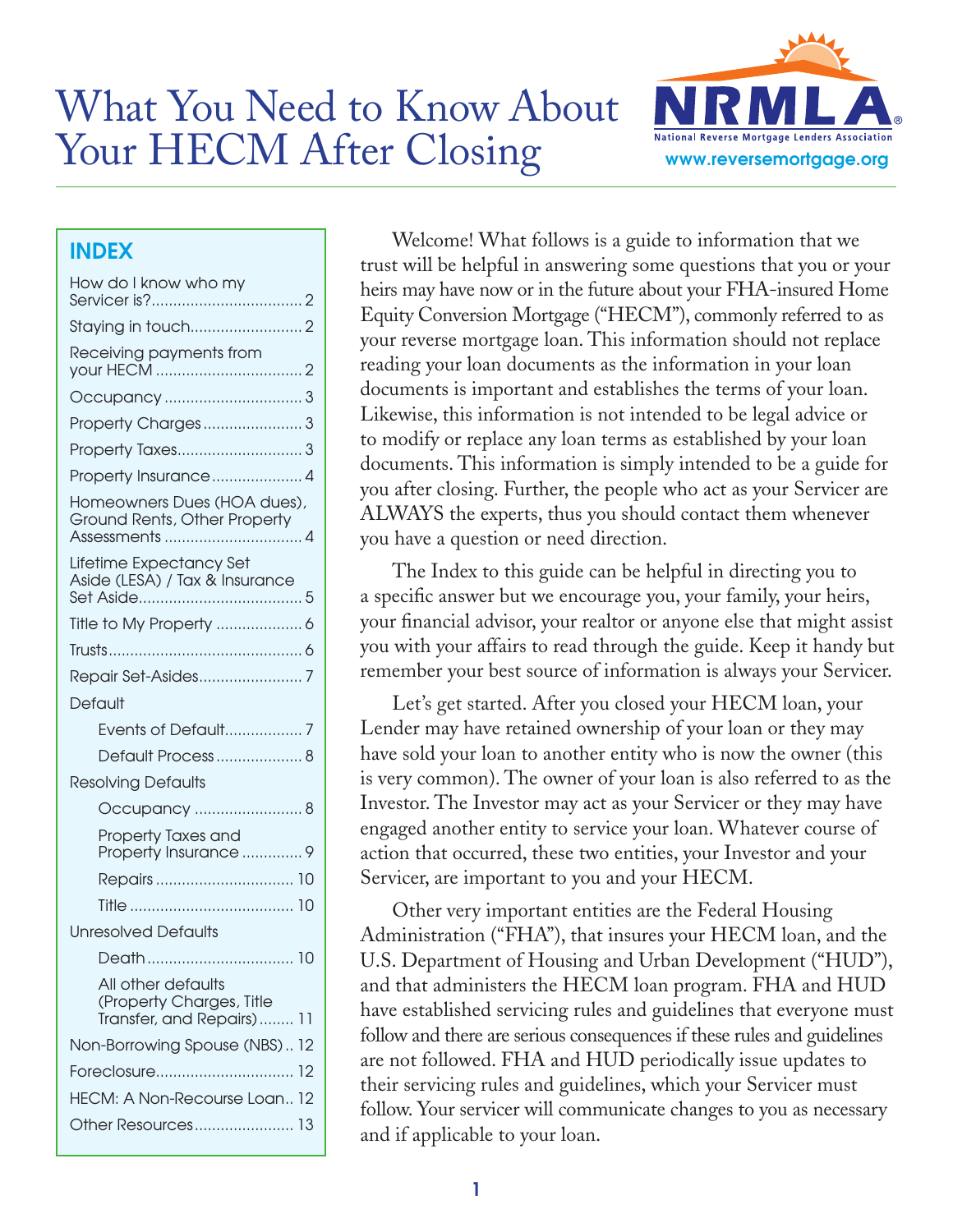# What You Need to Know About Your HECM After Closing

NRMLA
National Reverse Mortgage Lenders Association
www.reversemortgage.org

## INDEX

- How do I know who my Servicer is? .................. 2
- Staying in touch .................. 2
- Receiving payments from your HECM .................. 2
- Occupancy .................. 3
- Property Charges .................. 3
- Property Taxes .................. 3
- Property Insurance .................. 4
- Homeowners Dues (HOA dues), Ground Rents, Other Property Assessments .................. 4
- Lifetime Expectancy Set Aside (LESA) / Tax & Insurance Set Aside .................. 5
- Title to My Property .................. 6
- Trusts .................. 6
- Repair Set-Asides .................. 7
- Default
  - Events of Default .................. 7
  - Default Process .................. 8
- Resolving Defaults
  - Occupancy .................. 8
  - Property Taxes and Property Insurance .................. 9
  - Repairs .................. 10
  - Title .................. 10
- Unresolved Defaults
  - Death .................. 10
  - All other defaults (Property Charges, Title Transfer, and Repairs) .................. 11
- Non-Borrowing Spouse (NBS) .................. 12
- Foreclosure .................. 12
- HECM: A Non-Recourse Loan .................. 12
- Other Resources .................. 13

Welcome! What follows is a guide to information that we trust will be helpful in answering some questions that you or your heirs may have now or in the future about your FHA-insured Home Equity Conversion Mortgage ("HECM"), commonly referred to as your reverse mortgage loan. This information should not replace reading your loan documents as the information in your loan documents is important and establishes the terms of your loan. Likewise, this information is not intended to be legal advice or to modify or replace any loan terms as established by your loan documents. This information is simply intended to be a guide for you after closing. Further, the people who act as your Servicer are ALWAYS the experts, thus you should contact them whenever you have a question or need direction.

The Index to this guide can be helpful in directing you to a specific answer but we encourage you, your family, your heirs, your financial advisor, your realtor or anyone else that might assist you with your affairs to read through the guide. Keep it handy but remember your best source of information is always your Servicer.

Let's get started. After you closed your HECM loan, your Lender may have retained ownership of your loan or they may have sold your loan to another entity who is now the owner (this is very common). The owner of your loan is also referred to as the Investor. The Investor may act as your Servicer or they may have engaged another entity to service your loan. Whatever course of action that occurred, these two entities, your Investor and your Servicer, are important to you and your HECM.

Other very important entities are the Federal Housing Administration ("FHA"), that insures your HECM loan, and the U.S. Department of Housing and Urban Development ("HUD"), and that administers the HECM loan program. FHA and HUD have established servicing rules and guidelines that everyone must follow and there are serious consequences if these rules and guidelines are not followed. FHA and HUD periodically issue updates to their servicing rules and guidelines, which your Servicer must follow. Your servicer will communicate changes to you as necessary and if applicable to your loan.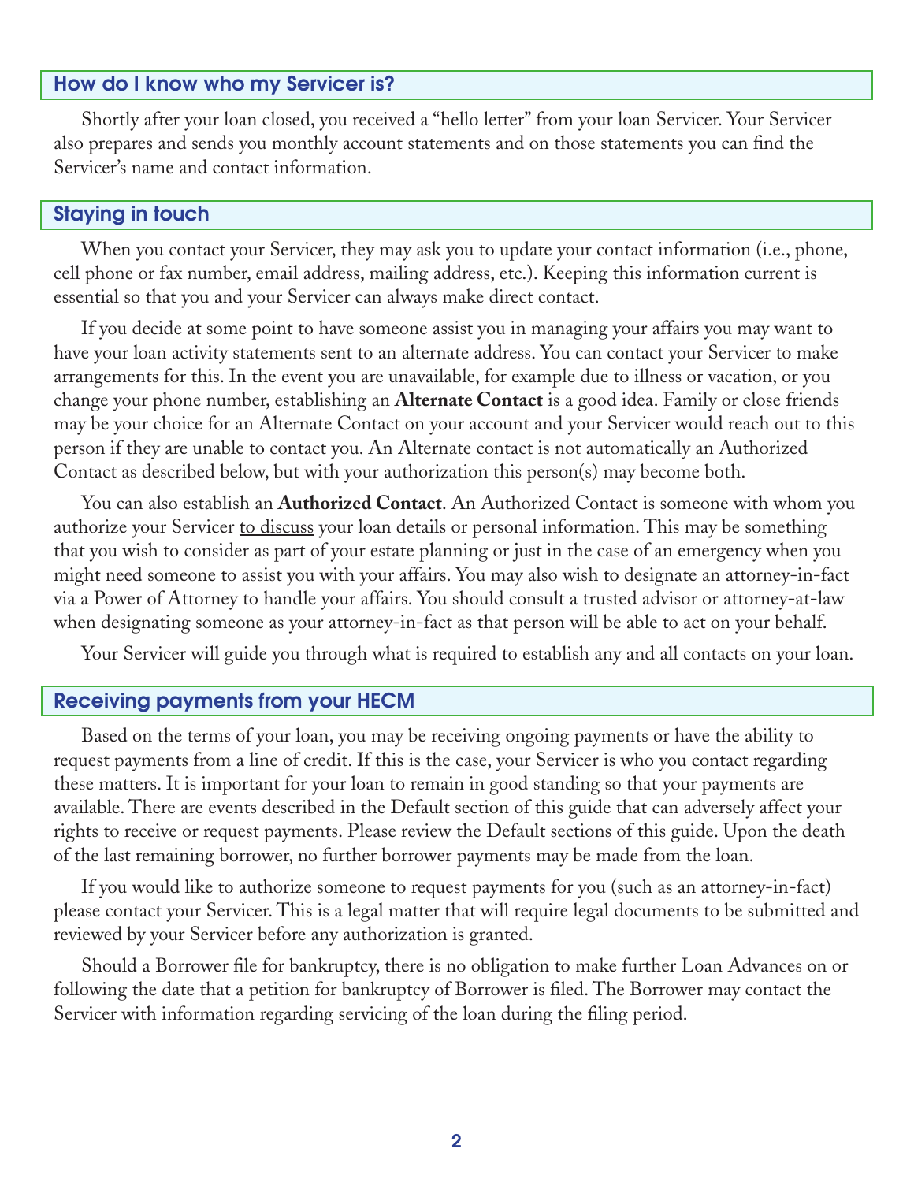## How do I know who my Servicer is?

Shortly after your loan closed, you received a "hello letter" from your loan Servicer. Your Servicer also prepares and sends you monthly account statements and on those statements you can find the Servicer's name and contact information.

## Staying in touch

When you contact your Servicer, they may ask you to update your contact information (i.e., phone, cell phone or fax number, email address, mailing address, etc.). Keeping this information current is essential so that you and your Servicer can always make direct contact.

If you decide at some point to have someone assist you in managing your affairs you may want to have your loan activity statements sent to an alternate address. You can contact your Servicer to make arrangements for this. In the event you are unavailable, for example due to illness or vacation, or you change your phone number, establishing an **Alternate Contact** is a good idea. Family or close friends may be your choice for an Alternate Contact on your account and your Servicer would reach out to this person if they are unable to contact you. An Alternate contact is not automatically an Authorized Contact as described below, but with your authorization this person(s) may become both.

You can also establish an **Authorized Contact**. An Authorized Contact is someone with whom you authorize your Servicer to discuss your loan details or personal information. This may be something that you wish to consider as part of your estate planning or just in the case of an emergency when you might need someone to assist you with your affairs. You may also wish to designate an attorney-in-fact via a Power of Attorney to handle your affairs. You should consult a trusted advisor or attorney-at-law when designating someone as your attorney-in-fact as that person will be able to act on your behalf.

Your Servicer will guide you through what is required to establish any and all contacts on your loan.

## Receiving payments from your HECM

Based on the terms of your loan, you may be receiving ongoing payments or have the ability to request payments from a line of credit. If this is the case, your Servicer is who you contact regarding these matters. It is important for your loan to remain in good standing so that your payments are available. There are events described in the Default section of this guide that can adversely affect your rights to receive or request payments. Please review the Default sections of this guide. Upon the death of the last remaining borrower, no further borrower payments may be made from the loan.

If you would like to authorize someone to request payments for you (such as an attorney-in-fact) please contact your Servicer. This is a legal matter that will require legal documents to be submitted and reviewed by your Servicer before any authorization is granted.

Should a Borrower file for bankruptcy, there is no obligation to make further Loan Advances on or following the date that a petition for bankruptcy of Borrower is filed. The Borrower may contact the Servicer with information regarding servicing of the loan during the filing period.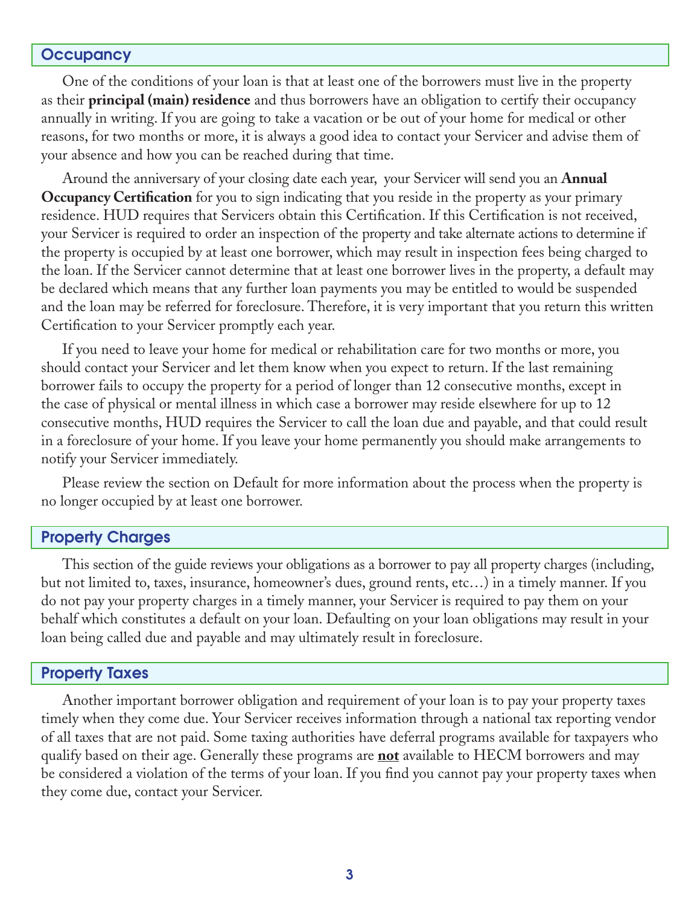## Occupancy

One of the conditions of your loan is that at least one of the borrowers must live in the property as their **principal (main) residence** and thus borrowers have an obligation to certify their occupancy annually in writing. If you are going to take a vacation or be out of your home for medical or other reasons, for two months or more, it is always a good idea to contact your Servicer and advise them of your absence and how you can be reached during that time.

Around the anniversary of your closing date each year, your Servicer will send you an **Annual Occupancy Certification** for you to sign indicating that you reside in the property as your primary residence. HUD requires that Servicers obtain this Certification. If this Certification is not received, your Servicer is required to order an inspection of the property and take alternate actions to determine if the property is occupied by at least one borrower, which may result in inspection fees being charged to the loan. If the Servicer cannot determine that at least one borrower lives in the property, a default may be declared which means that any further loan payments you may be entitled to would be suspended and the loan may be referred for foreclosure. Therefore, it is very important that you return this written Certification to your Servicer promptly each year.

If you need to leave your home for medical or rehabilitation care for two months or more, you should contact your Servicer and let them know when you expect to return. If the last remaining borrower fails to occupy the property for a period of longer than 12 consecutive months, except in the case of physical or mental illness in which case a borrower may reside elsewhere for up to 12 consecutive months, HUD requires the Servicer to call the loan due and payable, and that could result in a foreclosure of your home. If you leave your home permanently you should make arrangements to notify your Servicer immediately.

Please review the section on Default for more information about the process when the property is no longer occupied by at least one borrower.

## Property Charges

This section of the guide reviews your obligations as a borrower to pay all property charges (including, but not limited to, taxes, insurance, homeowner's dues, ground rents, etc…) in a timely manner. If you do not pay your property charges in a timely manner, your Servicer is required to pay them on your behalf which constitutes a default on your loan. Defaulting on your loan obligations may result in your loan being called due and payable and may ultimately result in foreclosure.

## Property Taxes

Another important borrower obligation and requirement of your loan is to pay your property taxes timely when they come due. Your Servicer receives information through a national tax reporting vendor of all taxes that are not paid. Some taxing authorities have deferral programs available for taxpayers who qualify based on their age. Generally these programs are **not** available to HECM borrowers and may be considered a violation of the terms of your loan. If you find you cannot pay your property taxes when they come due, contact your Servicer.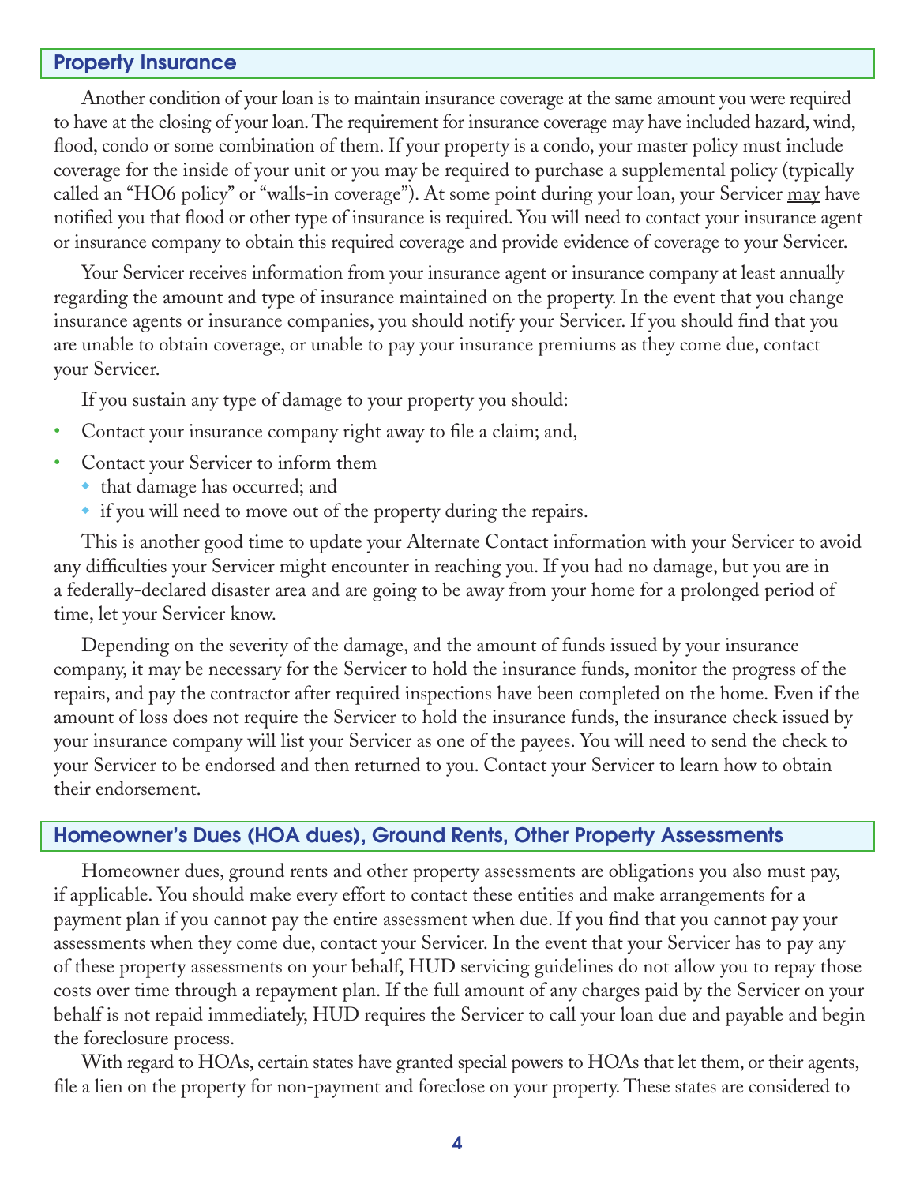## Property Insurance

Another condition of your loan is to maintain insurance coverage at the same amount you were required to have at the closing of your loan. The requirement for insurance coverage may have included hazard, wind, flood, condo or some combination of them. If your property is a condo, your master policy must include coverage for the inside of your unit or you may be required to purchase a supplemental policy (typically called an "HO6 policy" or "walls-in coverage"). At some point during your loan, your Servicer <u>may</u> have notified you that flood or other type of insurance is required. You will need to contact your insurance agent or insurance company to obtain this required coverage and provide evidence of coverage to your Servicer.

Your Servicer receives information from your insurance agent or insurance company at least annually regarding the amount and type of insurance maintained on the property. In the event that you change insurance agents or insurance companies, you should notify your Servicer. If you should find that you are unable to obtain coverage, or unable to pay your insurance premiums as they come due, contact your Servicer.

If you sustain any type of damage to your property you should:

- Contact your insurance company right away to file a claim; and,
- Contact your Servicer to inform them
  - that damage has occurred; and
  - if you will need to move out of the property during the repairs.

This is another good time to update your Alternate Contact information with your Servicer to avoid any difficulties your Servicer might encounter in reaching you. If you had no damage, but you are in a federally-declared disaster area and are going to be away from your home for a prolonged period of time, let your Servicer know.

Depending on the severity of the damage, and the amount of funds issued by your insurance company, it may be necessary for the Servicer to hold the insurance funds, monitor the progress of the repairs, and pay the contractor after required inspections have been completed on the home. Even if the amount of loss does not require the Servicer to hold the insurance funds, the insurance check issued by your insurance company will list your Servicer as one of the payees. You will need to send the check to your Servicer to be endorsed and then returned to you. Contact your Servicer to learn how to obtain their endorsement.

## Homeowner's Dues (HOA dues), Ground Rents, Other Property Assessments

Homeowner dues, ground rents and other property assessments are obligations you also must pay, if applicable. You should make every effort to contact these entities and make arrangements for a payment plan if you cannot pay the entire assessment when due. If you find that you cannot pay your assessments when they come due, contact your Servicer. In the event that your Servicer has to pay any of these property assessments on your behalf, HUD servicing guidelines do not allow you to repay those costs over time through a repayment plan. If the full amount of any charges paid by the Servicer on your behalf is not repaid immediately, HUD requires the Servicer to call your loan due and payable and begin the foreclosure process.

With regard to HOAs, certain states have granted special powers to HOAs that let them, or their agents, file a lien on the property for non-payment and foreclose on your property. These states are considered to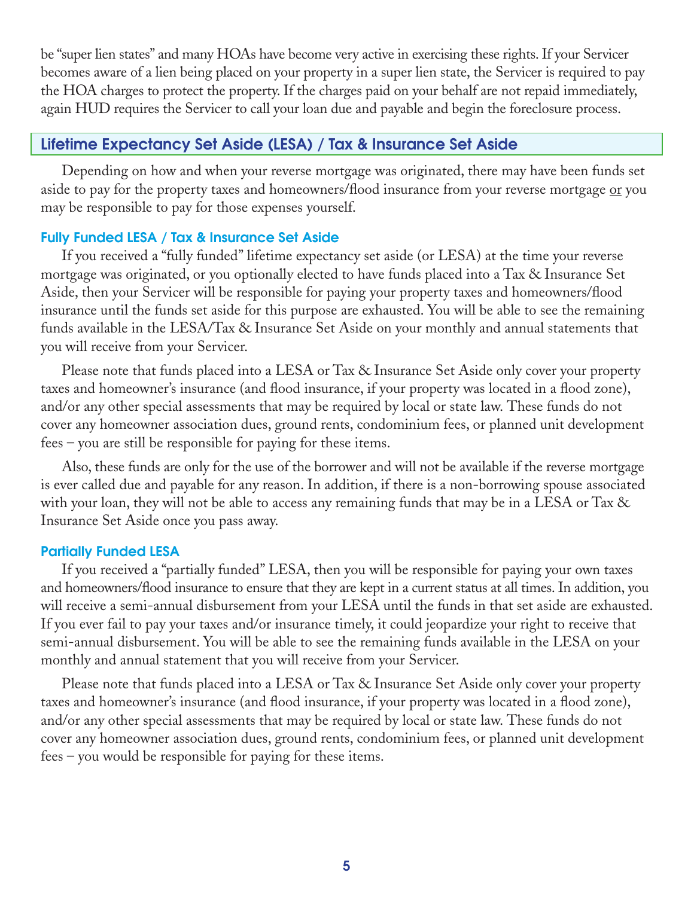be "super lien states" and many HOAs have become very active in exercising these rights. If your Servicer becomes aware of a lien being placed on your property in a super lien state, the Servicer is required to pay the HOA charges to protect the property. If the charges paid on your behalf are not repaid immediately, again HUD requires the Servicer to call your loan due and payable and begin the foreclosure process.

## Lifetime Expectancy Set Aside (LESA) / Tax & Insurance Set Aside

Depending on how and when your reverse mortgage was originated, there may have been funds set aside to pay for the property taxes and homeowners/flood insurance from your reverse mortgage <u>or</u> you may be responsible to pay for those expenses yourself.

### Fully Funded LESA / Tax & Insurance Set Aside

If you received a "fully funded" lifetime expectancy set aside (or LESA) at the time your reverse mortgage was originated, or you optionally elected to have funds placed into a Tax & Insurance Set Aside, then your Servicer will be responsible for paying your property taxes and homeowners/flood insurance until the funds set aside for this purpose are exhausted. You will be able to see the remaining funds available in the LESA/Tax & Insurance Set Aside on your monthly and annual statements that you will receive from your Servicer.

Please note that funds placed into a LESA or Tax & Insurance Set Aside only cover your property taxes and homeowner's insurance (and flood insurance, if your property was located in a flood zone), and/or any other special assessments that may be required by local or state law. These funds do not cover any homeowner association dues, ground rents, condominium fees, or planned unit development fees – you are still be responsible for paying for these items.

Also, these funds are only for the use of the borrower and will not be available if the reverse mortgage is ever called due and payable for any reason. In addition, if there is a non-borrowing spouse associated with your loan, they will not be able to access any remaining funds that may be in a LESA or Tax & Insurance Set Aside once you pass away.

### Partially Funded LESA

If you received a "partially funded" LESA, then you will be responsible for paying your own taxes and homeowners/flood insurance to ensure that they are kept in a current status at all times. In addition, you will receive a semi-annual disbursement from your LESA until the funds in that set aside are exhausted. If you ever fail to pay your taxes and/or insurance timely, it could jeopardize your right to receive that semi-annual disbursement. You will be able to see the remaining funds available in the LESA on your monthly and annual statement that you will receive from your Servicer.

Please note that funds placed into a LESA or Tax & Insurance Set Aside only cover your property taxes and homeowner's insurance (and flood insurance, if your property was located in a flood zone), and/or any other special assessments that may be required by local or state law. These funds do not cover any homeowner association dues, ground rents, condominium fees, or planned unit development fees – you would be responsible for paying for these items.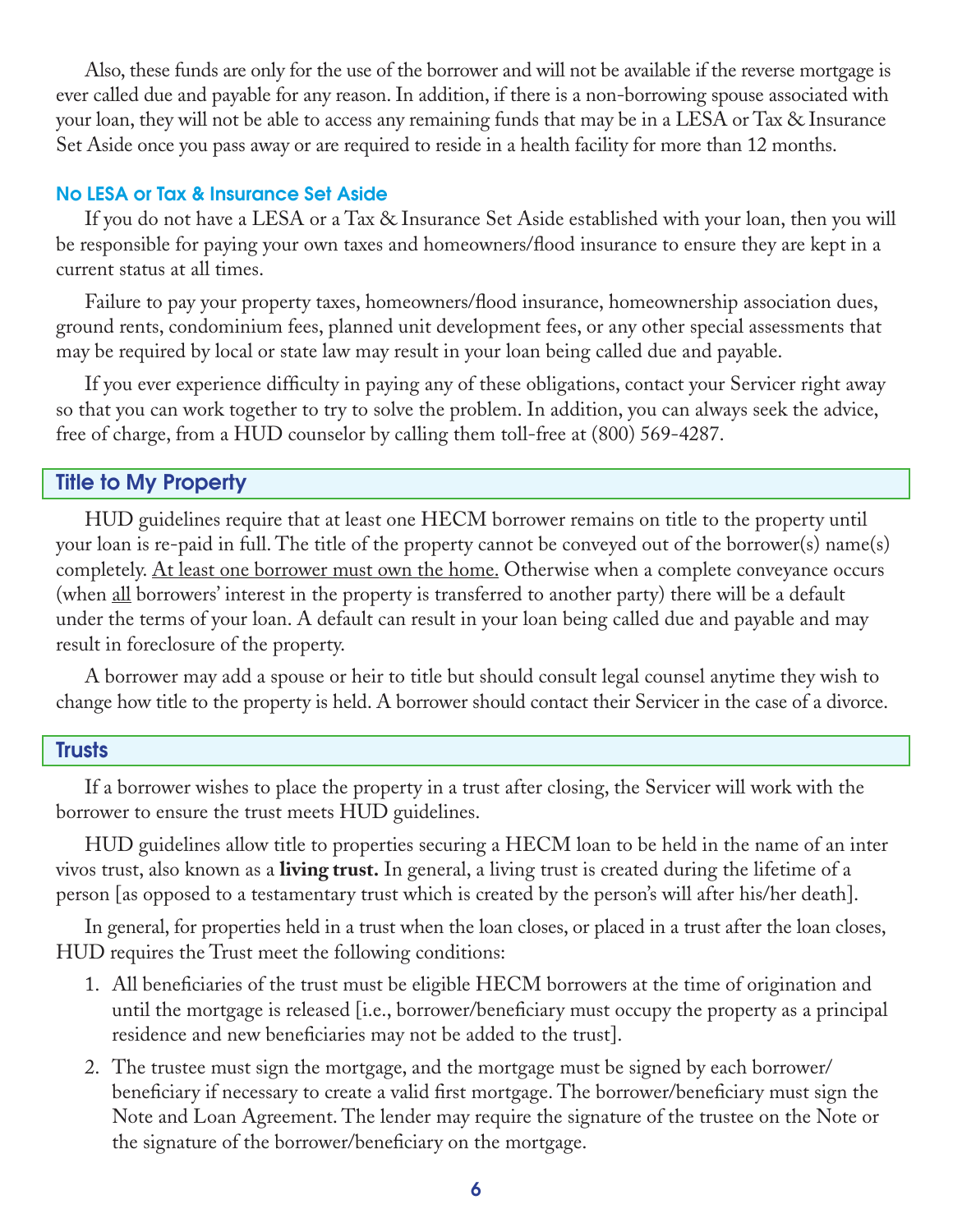Also, these funds are only for the use of the borrower and will not be available if the reverse mortgage is ever called due and payable for any reason. In addition, if there is a non-borrowing spouse associated with your loan, they will not be able to access any remaining funds that may be in a LESA or Tax & Insurance Set Aside once you pass away or are required to reside in a health facility for more than 12 months.

### No LESA or Tax & Insurance Set Aside

If you do not have a LESA or a Tax & Insurance Set Aside established with your loan, then you will be responsible for paying your own taxes and homeowners/flood insurance to ensure they are kept in a current status at all times.

Failure to pay your property taxes, homeowners/flood insurance, homeownership association dues, ground rents, condominium fees, planned unit development fees, or any other special assessments that may be required by local or state law may result in your loan being called due and payable.

If you ever experience difficulty in paying any of these obligations, contact your Servicer right away so that you can work together to try to solve the problem. In addition, you can always seek the advice, free of charge, from a HUD counselor by calling them toll-free at (800) 569-4287.

## Title to My Property

HUD guidelines require that at least one HECM borrower remains on title to the property until your loan is re-paid in full. The title of the property cannot be conveyed out of the borrower(s) name(s) completely. <u>At least one borrower must own the home.</u> Otherwise when a complete conveyance occurs (when <u>all</u> borrowers' interest in the property is transferred to another party) there will be a default under the terms of your loan. A default can result in your loan being called due and payable and may result in foreclosure of the property.

A borrower may add a spouse or heir to title but should consult legal counsel anytime they wish to change how title to the property is held. A borrower should contact their Servicer in the case of a divorce.

## Trusts

If a borrower wishes to place the property in a trust after closing, the Servicer will work with the borrower to ensure the trust meets HUD guidelines.

HUD guidelines allow title to properties securing a HECM loan to be held in the name of an inter vivos trust, also known as a **living trust.** In general, a living trust is created during the lifetime of a person [as opposed to a testamentary trust which is created by the person's will after his/her death].

In general, for properties held in a trust when the loan closes, or placed in a trust after the loan closes, HUD requires the Trust meet the following conditions:

1. All beneficiaries of the trust must be eligible HECM borrowers at the time of origination and until the mortgage is released [i.e., borrower/beneficiary must occupy the property as a principal residence and new beneficiaries may not be added to the trust].
2. The trustee must sign the mortgage, and the mortgage must be signed by each borrower/beneficiary if necessary to create a valid first mortgage. The borrower/beneficiary must sign the Note and Loan Agreement. The lender may require the signature of the trustee on the Note or the signature of the borrower/beneficiary on the mortgage.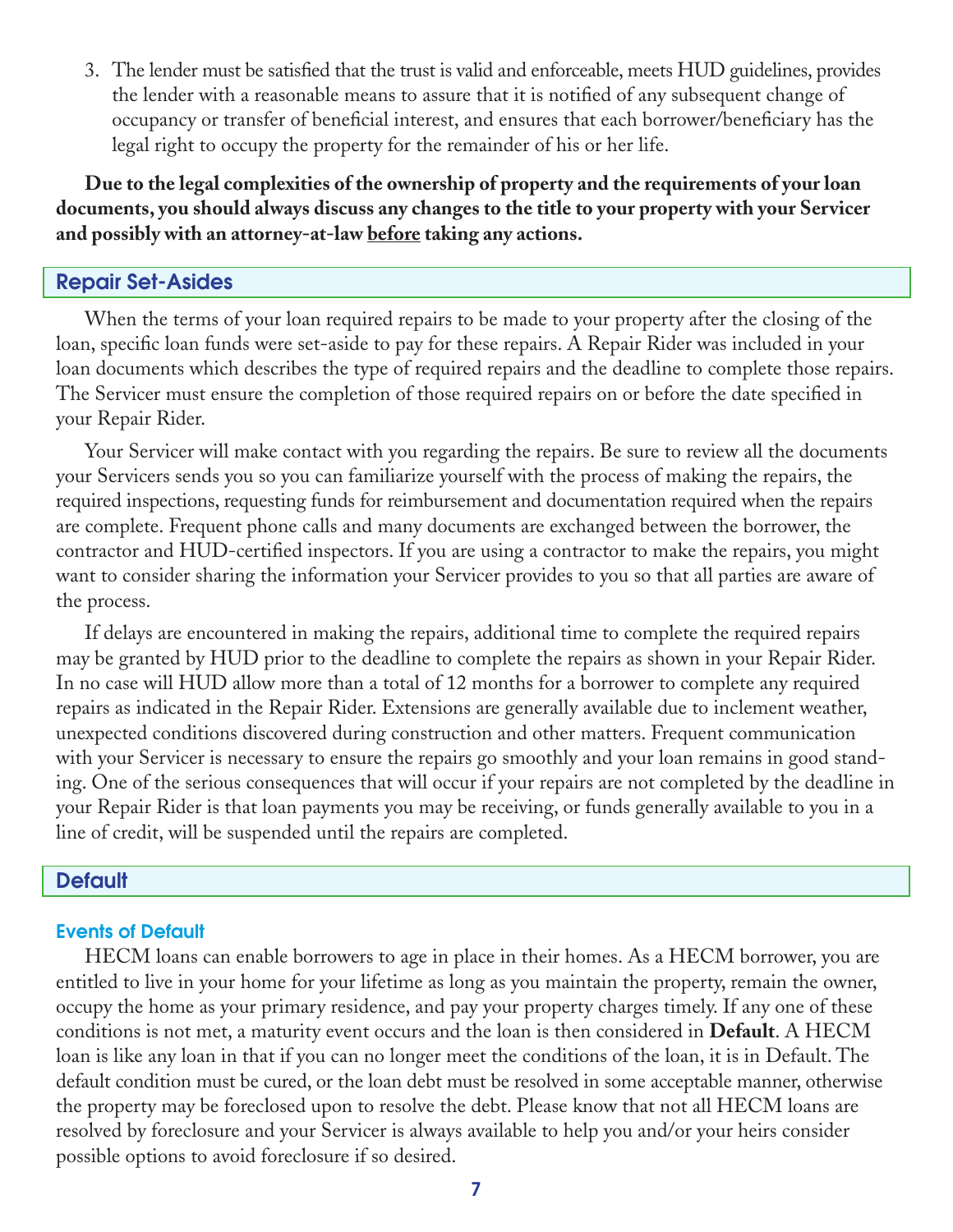3. The lender must be satisfied that the trust is valid and enforceable, meets HUD guidelines, provides the lender with a reasonable means to assure that it is notified of any subsequent change of occupancy or transfer of beneficial interest, and ensures that each borrower/beneficiary has the legal right to occupy the property for the remainder of his or her life.

**Due to the legal complexities of the ownership of property and the requirements of your loan documents, you should always discuss any changes to the title to your property with your Servicer and possibly with an attorney-at-law <u>before</u> taking any actions.**

## Repair Set-Asides

When the terms of your loan required repairs to be made to your property after the closing of the loan, specific loan funds were set-aside to pay for these repairs. A Repair Rider was included in your loan documents which describes the type of required repairs and the deadline to complete those repairs. The Servicer must ensure the completion of those required repairs on or before the date specified in your Repair Rider.

Your Servicer will make contact with you regarding the repairs. Be sure to review all the documents your Servicers sends you so you can familiarize yourself with the process of making the repairs, the required inspections, requesting funds for reimbursement and documentation required when the repairs are complete. Frequent phone calls and many documents are exchanged between the borrower, the contractor and HUD-certified inspectors. If you are using a contractor to make the repairs, you might want to consider sharing the information your Servicer provides to you so that all parties are aware of the process.

If delays are encountered in making the repairs, additional time to complete the required repairs may be granted by HUD prior to the deadline to complete the repairs as shown in your Repair Rider. In no case will HUD allow more than a total of 12 months for a borrower to complete any required repairs as indicated in the Repair Rider. Extensions are generally available due to inclement weather, unexpected conditions discovered during construction and other matters. Frequent communication with your Servicer is necessary to ensure the repairs go smoothly and your loan remains in good standing. One of the serious consequences that will occur if your repairs are not completed by the deadline in your Repair Rider is that loan payments you may be receiving, or funds generally available to you in a line of credit, will be suspended until the repairs are completed.

## Default

### Events of Default

HECM loans can enable borrowers to age in place in their homes. As a HECM borrower, you are entitled to live in your home for your lifetime as long as you maintain the property, remain the owner, occupy the home as your primary residence, and pay your property charges timely. If any one of these conditions is not met, a maturity event occurs and the loan is then considered in **Default**. A HECM loan is like any loan in that if you can no longer meet the conditions of the loan, it is in Default. The default condition must be cured, or the loan debt must be resolved in some acceptable manner, otherwise the property may be foreclosed upon to resolve the debt. Please know that not all HECM loans are resolved by foreclosure and your Servicer is always available to help you and/or your heirs consider possible options to avoid foreclosure if so desired.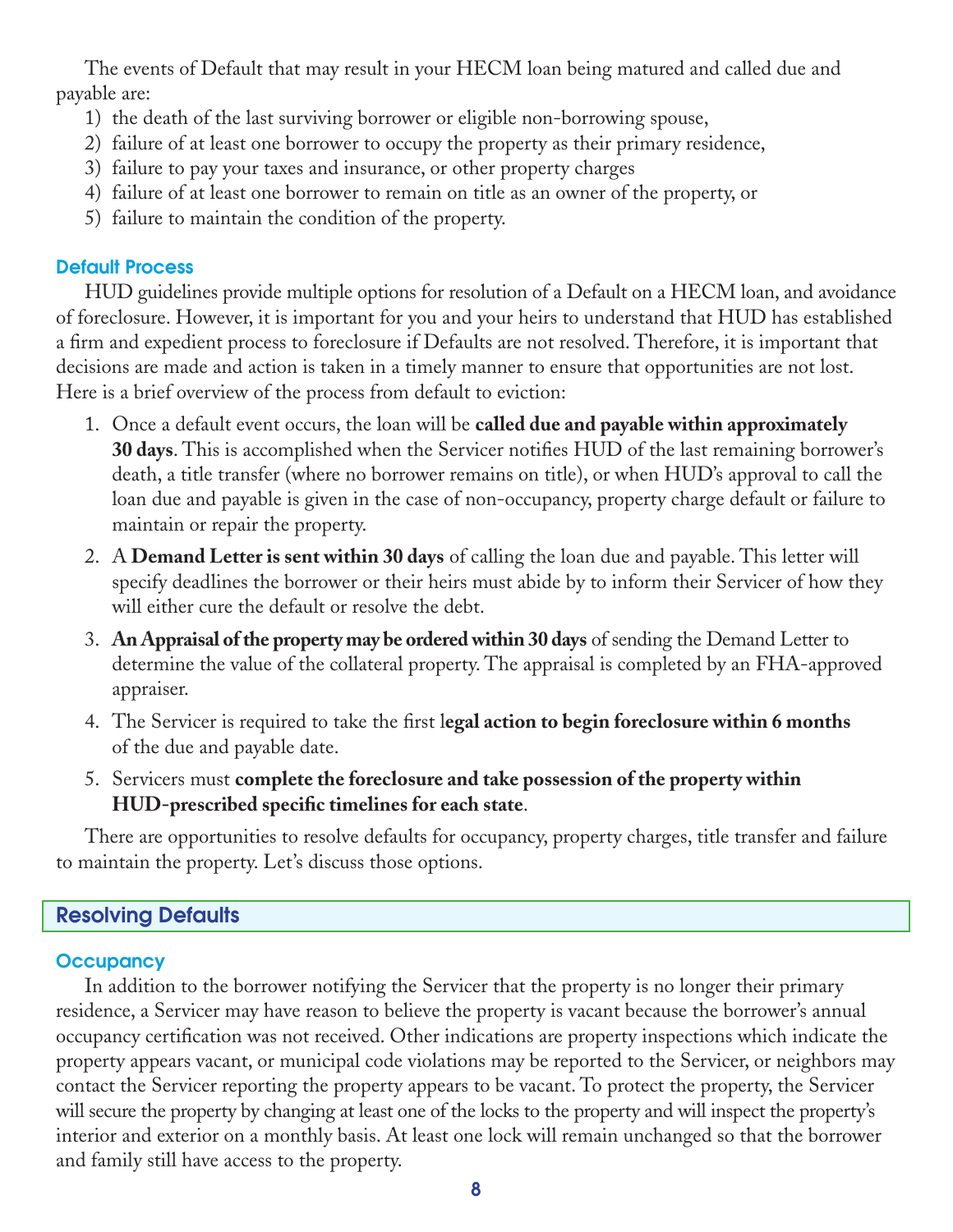The events of Default that may result in your HECM loan being matured and called due and payable are:

1) the death of the last surviving borrower or eligible non-borrowing spouse,
2) failure of at least one borrower to occupy the property as their primary residence,
3) failure to pay your taxes and insurance, or other property charges
4) failure of at least one borrower to remain on title as an owner of the property, or
5) failure to maintain the condition of the property.

### Default Process

HUD guidelines provide multiple options for resolution of a Default on a HECM loan, and avoidance of foreclosure. However, it is important for you and your heirs to understand that HUD has established a firm and expedient process to foreclosure if Defaults are not resolved. Therefore, it is important that decisions are made and action is taken in a timely manner to ensure that opportunities are not lost. Here is a brief overview of the process from default to eviction:

1. Once a default event occurs, the loan will be **called due and payable within approximately 30 days**. This is accomplished when the Servicer notifies HUD of the last remaining borrower's death, a title transfer (where no borrower remains on title), or when HUD's approval to call the loan due and payable is given in the case of non-occupancy, property charge default or failure to maintain or repair the property.
2. A **Demand Letter is sent within 30 days** of calling the loan due and payable. This letter will specify deadlines the borrower or their heirs must abide by to inform their Servicer of how they will either cure the default or resolve the debt.
3. **An Appraisal of the property may be ordered within 30 days** of sending the Demand Letter to determine the value of the collateral property. The appraisal is completed by an FHA-approved appraiser.
4. The Servicer is required to take the first l**egal action to begin foreclosure within 6 months** of the due and payable date.
5. Servicers must **complete the foreclosure and take possession of the property within HUD-prescribed specific timelines for each state**.

There are opportunities to resolve defaults for occupancy, property charges, title transfer and failure to maintain the property. Let's discuss those options.

## Resolving Defaults

### Occupancy

In addition to the borrower notifying the Servicer that the property is no longer their primary residence, a Servicer may have reason to believe the property is vacant because the borrower's annual occupancy certification was not received. Other indications are property inspections which indicate the property appears vacant, or municipal code violations may be reported to the Servicer, or neighbors may contact the Servicer reporting the property appears to be vacant. To protect the property, the Servicer will secure the property by changing at least one of the locks to the property and will inspect the property's interior and exterior on a monthly basis. At least one lock will remain unchanged so that the borrower and family still have access to the property.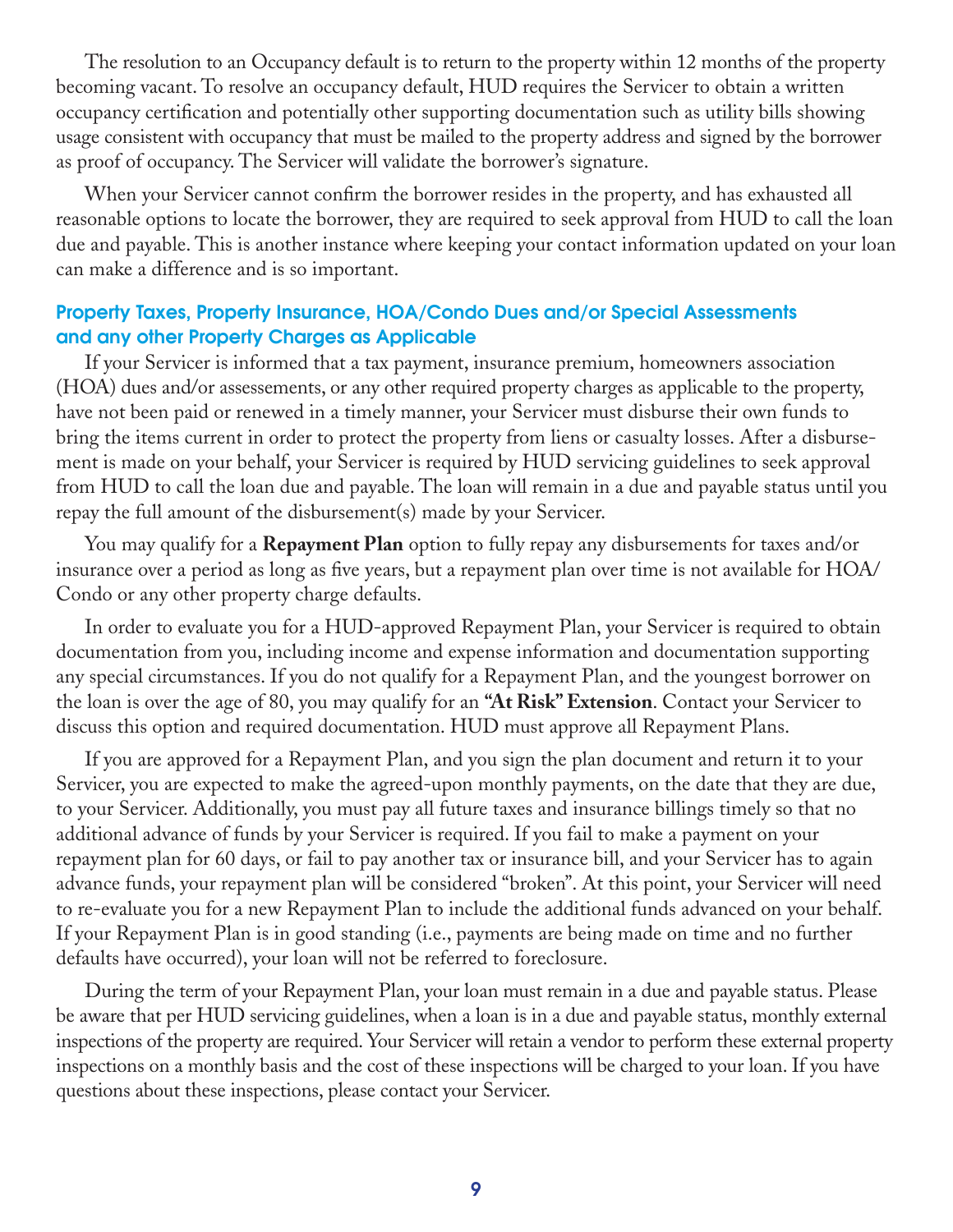The resolution to an Occupancy default is to return to the property within 12 months of the property becoming vacant. To resolve an occupancy default, HUD requires the Servicer to obtain a written occupancy certification and potentially other supporting documentation such as utility bills showing usage consistent with occupancy that must be mailed to the property address and signed by the borrower as proof of occupancy. The Servicer will validate the borrower's signature.

When your Servicer cannot confirm the borrower resides in the property, and has exhausted all reasonable options to locate the borrower, they are required to seek approval from HUD to call the loan due and payable. This is another instance where keeping your contact information updated on your loan can make a difference and is so important.

### Property Taxes, Property Insurance, HOA/Condo Dues and/or Special Assessments and any other Property Charges as Applicable

If your Servicer is informed that a tax payment, insurance premium, homeowners association (HOA) dues and/or assessements, or any other required property charges as applicable to the property, have not been paid or renewed in a timely manner, your Servicer must disburse their own funds to bring the items current in order to protect the property from liens or casualty losses. After a disbursement is made on your behalf, your Servicer is required by HUD servicing guidelines to seek approval from HUD to call the loan due and payable. The loan will remain in a due and payable status until you repay the full amount of the disbursement(s) made by your Servicer.

You may qualify for a **Repayment Plan** option to fully repay any disbursements for taxes and/or insurance over a period as long as five years, but a repayment plan over time is not available for HOA/Condo or any other property charge defaults.

In order to evaluate you for a HUD-approved Repayment Plan, your Servicer is required to obtain documentation from you, including income and expense information and documentation supporting any special circumstances. If you do not qualify for a Repayment Plan, and the youngest borrower on the loan is over the age of 80, you may qualify for an **"At Risk" Extension**. Contact your Servicer to discuss this option and required documentation. HUD must approve all Repayment Plans.

If you are approved for a Repayment Plan, and you sign the plan document and return it to your Servicer, you are expected to make the agreed-upon monthly payments, on the date that they are due, to your Servicer. Additionally, you must pay all future taxes and insurance billings timely so that no additional advance of funds by your Servicer is required. If you fail to make a payment on your repayment plan for 60 days, or fail to pay another tax or insurance bill, and your Servicer has to again advance funds, your repayment plan will be considered "broken". At this point, your Servicer will need to re-evaluate you for a new Repayment Plan to include the additional funds advanced on your behalf. If your Repayment Plan is in good standing (i.e., payments are being made on time and no further defaults have occurred), your loan will not be referred to foreclosure.

During the term of your Repayment Plan, your loan must remain in a due and payable status. Please be aware that per HUD servicing guidelines, when a loan is in a due and payable status, monthly external inspections of the property are required. Your Servicer will retain a vendor to perform these external property inspections on a monthly basis and the cost of these inspections will be charged to your loan. If you have questions about these inspections, please contact your Servicer.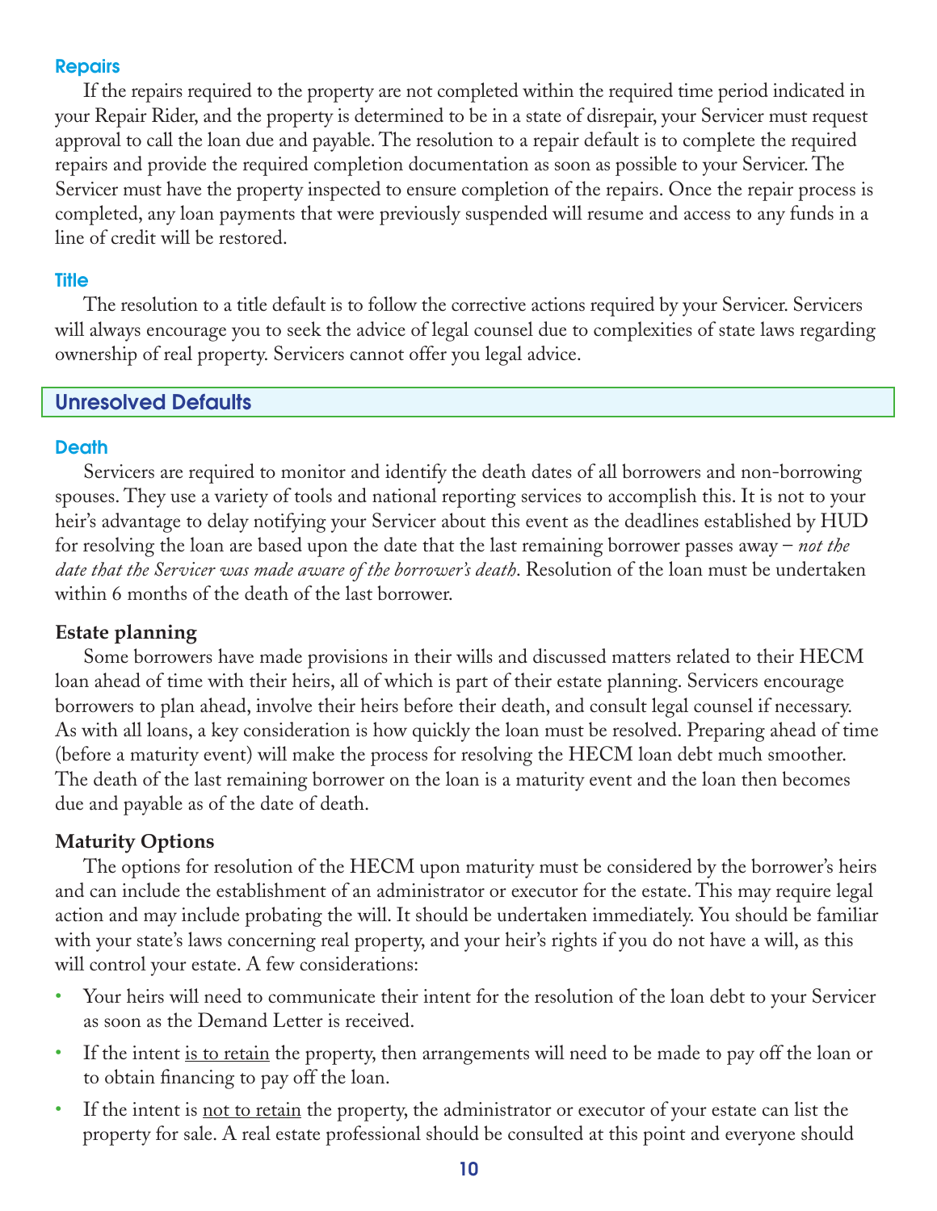### Repairs

If the repairs required to the property are not completed within the required time period indicated in your Repair Rider, and the property is determined to be in a state of disrepair, your Servicer must request approval to call the loan due and payable. The resolution to a repair default is to complete the required repairs and provide the required completion documentation as soon as possible to your Servicer. The Servicer must have the property inspected to ensure completion of the repairs. Once the repair process is completed, any loan payments that were previously suspended will resume and access to any funds in a line of credit will be restored.

### Title

The resolution to a title default is to follow the corrective actions required by your Servicer. Servicers will always encourage you to seek the advice of legal counsel due to complexities of state laws regarding ownership of real property. Servicers cannot offer you legal advice.

## Unresolved Defaults

### Death

Servicers are required to monitor and identify the death dates of all borrowers and non-borrowing spouses. They use a variety of tools and national reporting services to accomplish this. It is not to your heir's advantage to delay notifying your Servicer about this event as the deadlines established by HUD for resolving the loan are based upon the date that the last remaining borrower passes away – *not the date that the Servicer was made aware of the borrower's death*. Resolution of the loan must be undertaken within 6 months of the death of the last borrower.

**Estate planning**

Some borrowers have made provisions in their wills and discussed matters related to their HECM loan ahead of time with their heirs, all of which is part of their estate planning. Servicers encourage borrowers to plan ahead, involve their heirs before their death, and consult legal counsel if necessary. As with all loans, a key consideration is how quickly the loan must be resolved. Preparing ahead of time (before a maturity event) will make the process for resolving the HECM loan debt much smoother. The death of the last remaining borrower on the loan is a maturity event and the loan then becomes due and payable as of the date of death.

**Maturity Options**

The options for resolution of the HECM upon maturity must be considered by the borrower's heirs and can include the establishment of an administrator or executor for the estate. This may require legal action and may include probating the will. It should be undertaken immediately. You should be familiar with your state's laws concerning real property, and your heir's rights if you do not have a will, as this will control your estate. A few considerations:

- Your heirs will need to communicate their intent for the resolution of the loan debt to your Servicer as soon as the Demand Letter is received.
- If the intent <u>is to retain</u> the property, then arrangements will need to be made to pay off the loan or to obtain financing to pay off the loan.
- If the intent is <u>not to retain</u> the property, the administrator or executor of your estate can list the property for sale. A real estate professional should be consulted at this point and everyone should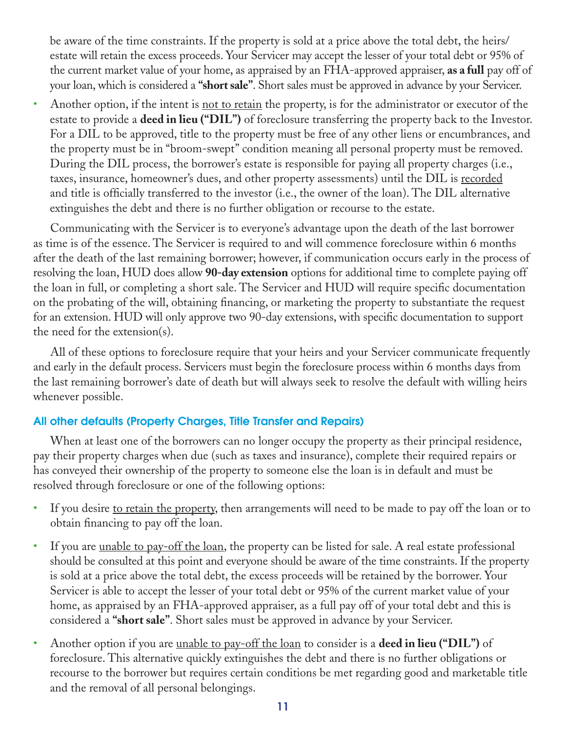be aware of the time constraints. If the property is sold at a price above the total debt, the heirs/estate will retain the excess proceeds. Your Servicer may accept the lesser of your total debt or 95% of the current market value of your home, as appraised by an FHA-approved appraiser, **as a full** pay off of your loan, which is considered a **"short sale"**. Short sales must be approved in advance by your Servicer.

- Another option, if the intent is not to retain the property, is for the administrator or executor of the estate to provide a **deed in lieu ("DIL")** of foreclosure transferring the property back to the Investor. For a DIL to be approved, title to the property must be free of any other liens or encumbrances, and the property must be in "broom-swept" condition meaning all personal property must be removed. During the DIL process, the borrower's estate is responsible for paying all property charges (i.e., taxes, insurance, homeowner's dues, and other property assessments) until the DIL is recorded and title is officially transferred to the investor (i.e., the owner of the loan). The DIL alternative extinguishes the debt and there is no further obligation or recourse to the estate.

Communicating with the Servicer is to everyone's advantage upon the death of the last borrower as time is of the essence. The Servicer is required to and will commence foreclosure within 6 months after the death of the last remaining borrower; however, if communication occurs early in the process of resolving the loan, HUD does allow **90-day extension** options for additional time to complete paying off the loan in full, or completing a short sale. The Servicer and HUD will require specific documentation on the probating of the will, obtaining financing, or marketing the property to substantiate the request for an extension. HUD will only approve two 90-day extensions, with specific documentation to support the need for the extension(s).

All of these options to foreclosure require that your heirs and your Servicer communicate frequently and early in the default process. Servicers must begin the foreclosure process within 6 months days from the last remaining borrower's date of death but will always seek to resolve the default with willing heirs whenever possible.

### All other defaults (Property Charges, Title Transfer and Repairs)

When at least one of the borrowers can no longer occupy the property as their principal residence, pay their property charges when due (such as taxes and insurance), complete their required repairs or has conveyed their ownership of the property to someone else the loan is in default and must be resolved through foreclosure or one of the following options:

- If you desire to retain the property, then arrangements will need to be made to pay off the loan or to obtain financing to pay off the loan.
- If you are unable to pay-off the loan, the property can be listed for sale. A real estate professional should be consulted at this point and everyone should be aware of the time constraints. If the property is sold at a price above the total debt, the excess proceeds will be retained by the borrower. Your Servicer is able to accept the lesser of your total debt or 95% of the current market value of your home, as appraised by an FHA-approved appraiser, as a full pay off of your total debt and this is considered a **"short sale"**. Short sales must be approved in advance by your Servicer.
- Another option if you are unable to pay-off the loan to consider is a **deed in lieu ("DIL")** of foreclosure. This alternative quickly extinguishes the debt and there is no further obligations or recourse to the borrower but requires certain conditions be met regarding good and marketable title and the removal of all personal belongings.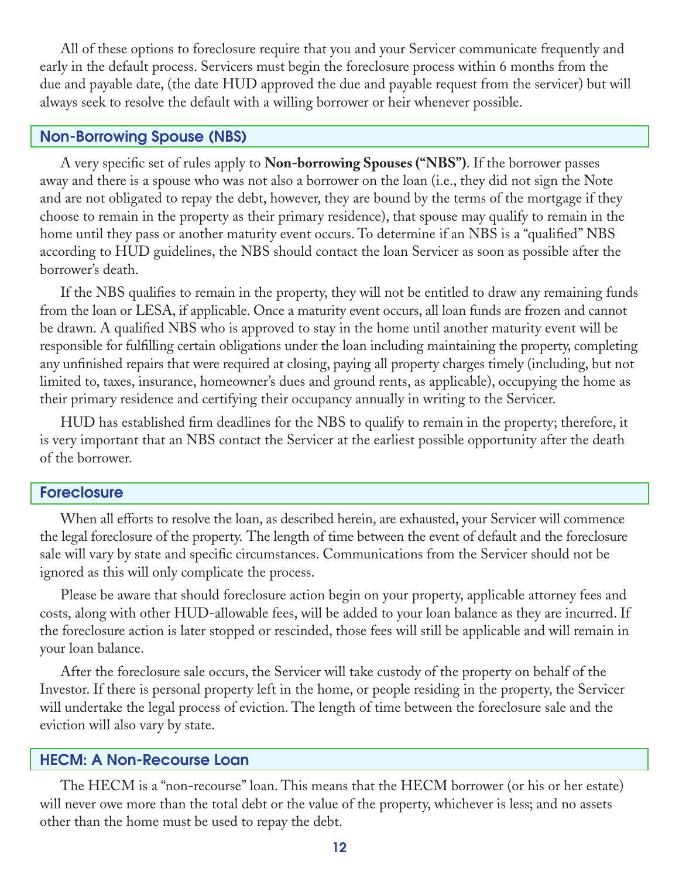All of these options to foreclosure require that you and your Servicer communicate frequently and early in the default process. Servicers must begin the foreclosure process within 6 months from the due and payable date, (the date HUD approved the due and payable request from the servicer) but will always seek to resolve the default with a willing borrower or heir whenever possible.

## Non-Borrowing Spouse (NBS)

A very specific set of rules apply to **Non-borrowing Spouses ("NBS")**. If the borrower passes away and there is a spouse who was not also a borrower on the loan (i.e., they did not sign the Note and are not obligated to repay the debt, however, they are bound by the terms of the mortgage if they choose to remain in the property as their primary residence), that spouse may qualify to remain in the home until they pass or another maturity event occurs. To determine if an NBS is a "qualified" NBS according to HUD guidelines, the NBS should contact the loan Servicer as soon as possible after the borrower's death.

If the NBS qualifies to remain in the property, they will not be entitled to draw any remaining funds from the loan or LESA, if applicable. Once a maturity event occurs, all loan funds are frozen and cannot be drawn. A qualified NBS who is approved to stay in the home until another maturity event will be responsible for fulfilling certain obligations under the loan including maintaining the property, completing any unfinished repairs that were required at closing, paying all property charges timely (including, but not limited to, taxes, insurance, homeowner's dues and ground rents, as applicable), occupying the home as their primary residence and certifying their occupancy annually in writing to the Servicer.

HUD has established firm deadlines for the NBS to qualify to remain in the property; therefore, it is very important that an NBS contact the Servicer at the earliest possible opportunity after the death of the borrower.

## Foreclosure

When all efforts to resolve the loan, as described herein, are exhausted, your Servicer will commence the legal foreclosure of the property. The length of time between the event of default and the foreclosure sale will vary by state and specific circumstances. Communications from the Servicer should not be ignored as this will only complicate the process.

Please be aware that should foreclosure action begin on your property, applicable attorney fees and costs, along with other HUD-allowable fees, will be added to your loan balance as they are incurred. If the foreclosure action is later stopped or rescinded, those fees will still be applicable and will remain in your loan balance.

After the foreclosure sale occurs, the Servicer will take custody of the property on behalf of the Investor. If there is personal property left in the home, or people residing in the property, the Servicer will undertake the legal process of eviction. The length of time between the foreclosure sale and the eviction will also vary by state.

## HECM: A Non-Recourse Loan

The HECM is a "non-recourse" loan. This means that the HECM borrower (or his or her estate) will never owe more than the total debt or the value of the property, whichever is less; and no assets other than the home must be used to repay the debt.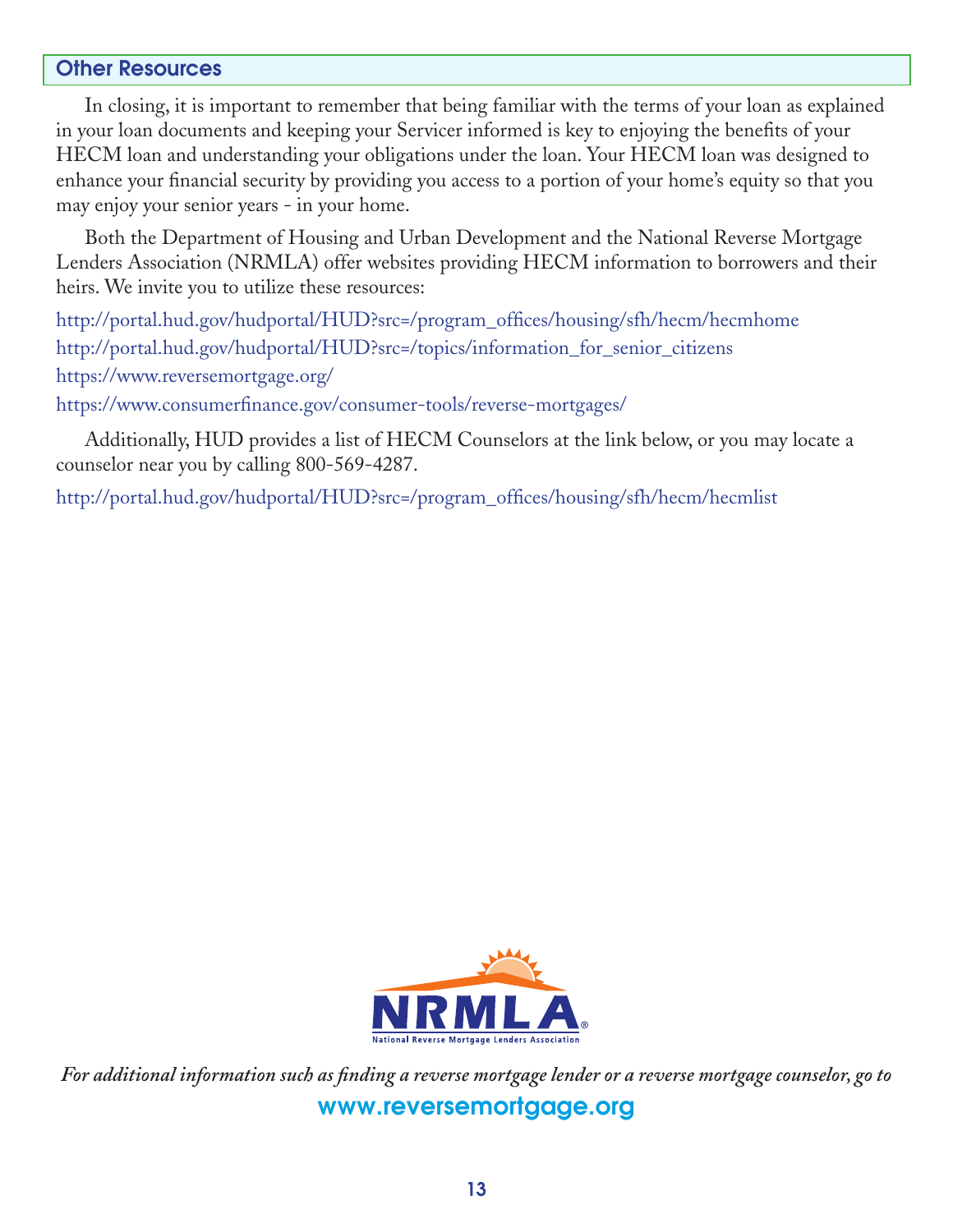## Other Resources

In closing, it is important to remember that being familiar with the terms of your loan as explained in your loan documents and keeping your Servicer informed is key to enjoying the benefits of your HECM loan and understanding your obligations under the loan. Your HECM loan was designed to enhance your financial security by providing you access to a portion of your home's equity so that you may enjoy your senior years - in your home.

Both the Department of Housing and Urban Development and the National Reverse Mortgage Lenders Association (NRMLA) offer websites providing HECM information to borrowers and their heirs. We invite you to utilize these resources:

http://portal.hud.gov/hudportal/HUD?src=/program_offices/housing/sfh/hecm/hecmhome
http://portal.hud.gov/hudportal/HUD?src=/topics/information_for_senior_citizens
https://www.reversemortgage.org/
https://www.consumerfinance.gov/consumer-tools/reverse-mortgages/

Additionally, HUD provides a list of HECM Counselors at the link below, or you may locate a counselor near you by calling 800-569-4287.

http://portal.hud.gov/hudportal/HUD?src=/program_offices/housing/sfh/hecm/hecmlist

NRMLA®
National Reverse Mortgage Lenders Association

*For additional information such as finding a reverse mortgage lender or a reverse mortgage counselor, go to*

**www.reversemortgage.org**